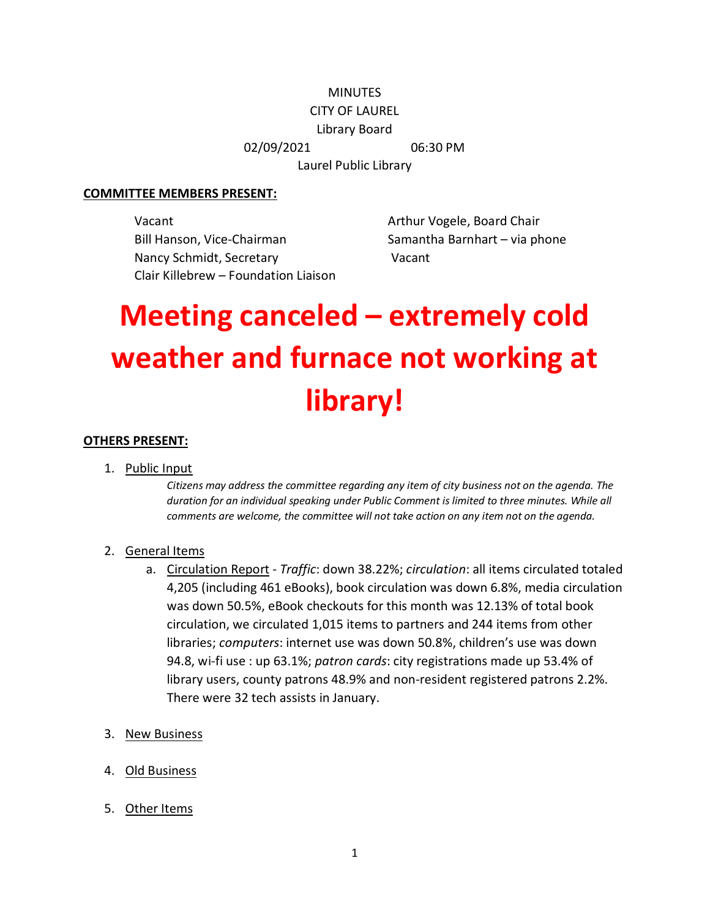MINUTES
CITY OF LAUREL
Library Board
02/09/2021 06:30 PM
Laurel Public Library

**COMMITTEE MEMBERS PRESENT:**

Vacant
Bill Hanson, Vice-Chairman
Nancy Schmidt, Secretary
Clair Killebrew – Foundation Liaison
Arthur Vogele, Board Chair
Samantha Barnhart – via phone
Vacant

# Meeting canceled – extremely cold weather and furnace not working at library!

**OTHERS PRESENT:**

1. Public Input

   *Citizens may address the committee regarding any item of city business not on the agenda. The duration for an individual speaking under Public Comment is limited to three minutes. While all comments are welcome, the committee will not take action on any item not on the agenda.*

2. General Items

   a. Circulation Report - *Traffic*: down 38.22%; *circulation*: all items circulated totaled 4,205 (including 461 eBooks), book circulation was down 6.8%, media circulation was down 50.5%, eBook checkouts for this month was 12.13% of total book circulation, we circulated 1,015 items to partners and 244 items from other libraries; *computers*: internet use was down 50.8%, children's use was down 94.8, wi-fi use : up 63.1%; *patron cards*: city registrations made up 53.4% of library users, county patrons 48.9% and non-resident registered patrons 2.2%. There were 32 tech assists in January.

3. New Business

4. Old Business

5. Other Items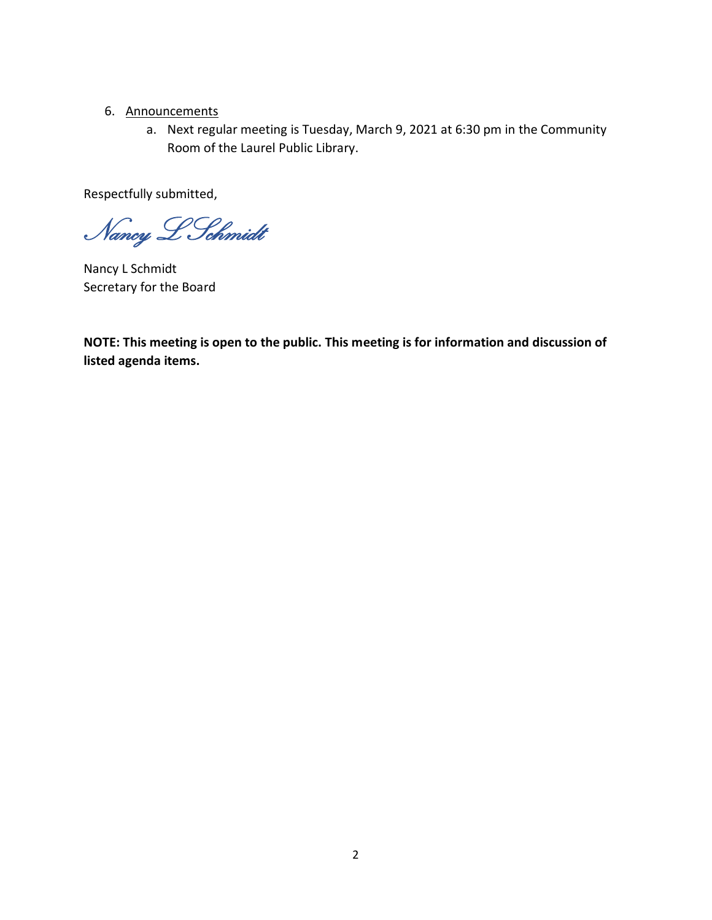6. <u>Announcements</u>
    a. Next regular meeting is Tuesday, March 9, 2021 at 6:30 pm in the Community Room of the Laurel Public Library.

Respectfully submitted,

*Nancy L Schmidt*

Nancy L Schmidt
Secretary for the Board

**NOTE: This meeting is open to the public. This meeting is for information and discussion of listed agenda items.**